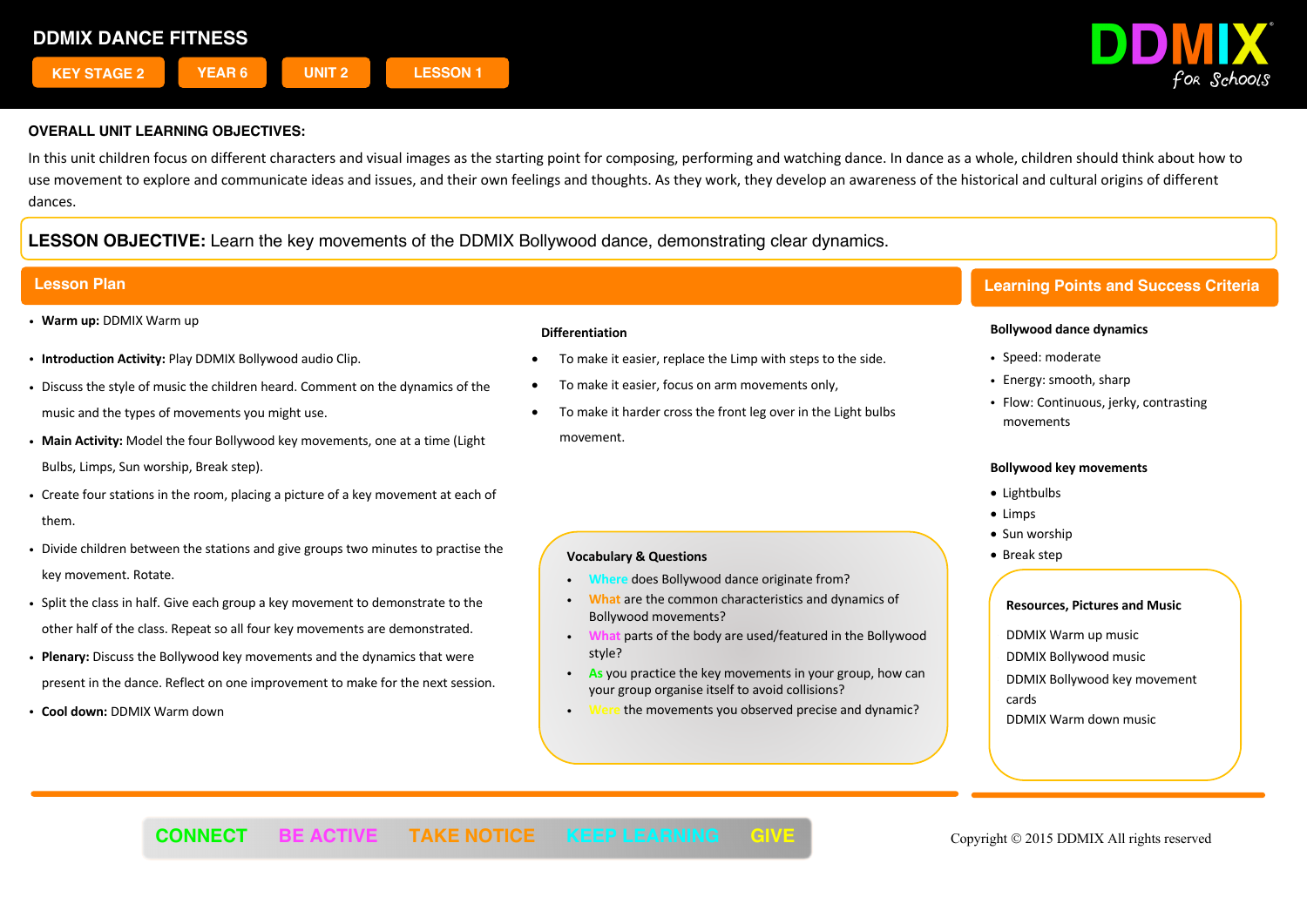# DDMIX DANCE FITNESS

KEY STAGE 2 | YEAR 6 | UNIT 2 | LESSON 1

DDMIX for Schools

**OVERALL UNIT LEARNING OBJECTIVES:**

In this unit children focus on different characters and visual images as the starting point for composing, performing and watching dance. In dance as a whole, children should think about how to use movement to explore and communicate ideas and issues, and their own feelings and thoughts. As they work, they develop an awareness of the historical and cultural origins of different dances.

**LESSON OBJECTIVE:** Learn the key movements of the DDMIX Bollywood dance, demonstrating clear dynamics.

## Lesson Plan

- **Warm up:** DDMIX Warm up
- **Introduction Activity:** Play DDMIX Bollywood audio Clip.
- Discuss the style of music the children heard. Comment on the dynamics of the music and the types of movements you might use.
- **Main Activity:** Model the four Bollywood key movements, one at a time (Light Bulbs, Limps, Sun worship, Break step).
- Create four stations in the room, placing a picture of a key movement at each of them.
- Divide children between the stations and give groups two minutes to practise the key movement. Rotate.
- Split the class in half. Give each group a key movement to demonstrate to the other half of the class. Repeat so all four key movements are demonstrated.
- **Plenary:** Discuss the Bollywood key movements and the dynamics that were present in the dance. Reflect on one improvement to make for the next session.
- **Cool down:** DDMIX Warm down

**Differentiation**

- To make it easier, replace the Limp with steps to the side.
- To make it easier, focus on arm movements only,
- To make it harder cross the front leg over in the Light bulbs movement.

**Vocabulary & Questions**

- Where does Bollywood dance originate from?
- What are the common characteristics and dynamics of Bollywood movements?
- What parts of the body are used/featured in the Bollywood style?
- As you practice the key movements in your group, how can your group organise itself to avoid collisions?
- Were the movements you observed precise and dynamic?

## Learning Points and Success Criteria

**Bollywood dance dynamics**

- Speed: moderate
- Energy: smooth, sharp
- Flow: Continuous, jerky, contrasting movements

**Bollywood key movements**

- Lightbulbs
- Limps
- Sun worship
- Break step

**Resources, Pictures and Music**

DDMIX Warm up music
DDMIX Bollywood music
DDMIX Bollywood key movement cards
DDMIX Warm down music

CONNECT | BE ACTIVE | TAKE NOTICE | KEEP LEARNING | GIVE

Copyright © 2015 DDMIX All rights reserved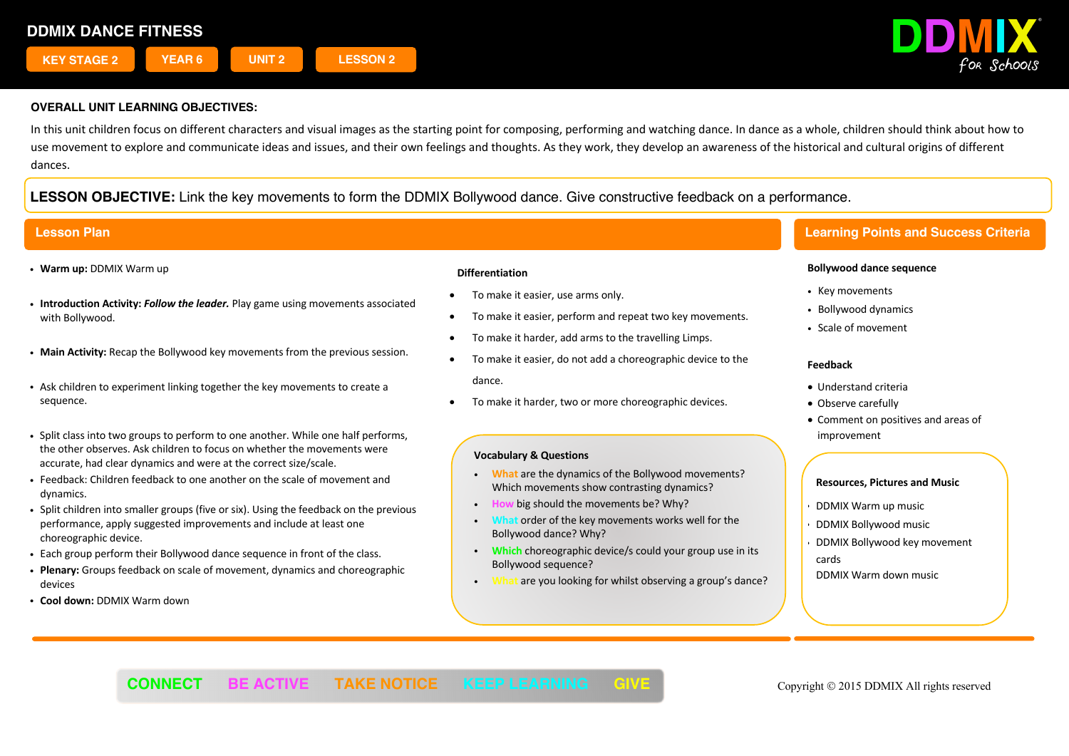# DDMIX DANCE FITNESS

KEY STAGE 2 | YEAR 6 | UNIT 2 | LESSON 2

**OVERALL UNIT LEARNING OBJECTIVES:**

In this unit children focus on different characters and visual images as the starting point for composing, performing and watching dance. In dance as a whole, children should think about how to use movement to explore and communicate ideas and issues, and their own feelings and thoughts. As they work, they develop an awareness of the historical and cultural origins of different dances.

**LESSON OBJECTIVE:** Link the key movements to form the DDMIX Bollywood dance. Give constructive feedback on a performance.

## Lesson Plan

- **Warm up:** DDMIX Warm up
- **Introduction Activity:** ***Follow the leader.*** Play game using movements associated with Bollywood.
- **Main Activity:** Recap the Bollywood key movements from the previous session.
- Ask children to experiment linking together the key movements to create a sequence.
- Split class into two groups to perform to one another. While one half performs, the other observes. Ask children to focus on whether the movements were accurate, had clear dynamics and were at the correct size/scale.
- Feedback: Children feedback to one another on the scale of movement and dynamics.
- Split children into smaller groups (five or six). Using the feedback on the previous performance, apply suggested improvements and include at least one choreographic device.
- Each group perform their Bollywood dance sequence in front of the class.
- **Plenary:** Groups feedback on scale of movement, dynamics and choreographic devices
- **Cool down:** DDMIX Warm down

**Differentiation**

- To make it easier, use arms only.
- To make it easier, perform and repeat two key movements.
- To make it harder, add arms to the travelling Limps.
- To make it easier, do not add a choreographic device to the dance.
- To make it harder, two or more choreographic devices.

**Vocabulary & Questions**

- What are the dynamics of the Bollywood movements? Which movements show contrasting dynamics?
- How big should the movements be? Why?
- What order of the key movements works well for the Bollywood dance? Why?
- Which choreographic device/s could your group use in its Bollywood sequence?
- What are you looking for whilst observing a group's dance?

## Learning Points and Success Criteria

**Bollywood dance sequence**

- Key movements
- Bollywood dynamics
- Scale of movement

**Feedback**

- Understand criteria
- Observe carefully
- Comment on positives and areas of improvement

**Resources, Pictures and Music**

- DDMIX Warm up music
- DDMIX Bollywood music
- DDMIX Bollywood key movement cards
- DDMIX Warm down music

CONNECT BE ACTIVE TAKE NOTICE KEEP LEARNING GIVE

Copyright © 2015 DDMIX All rights reserved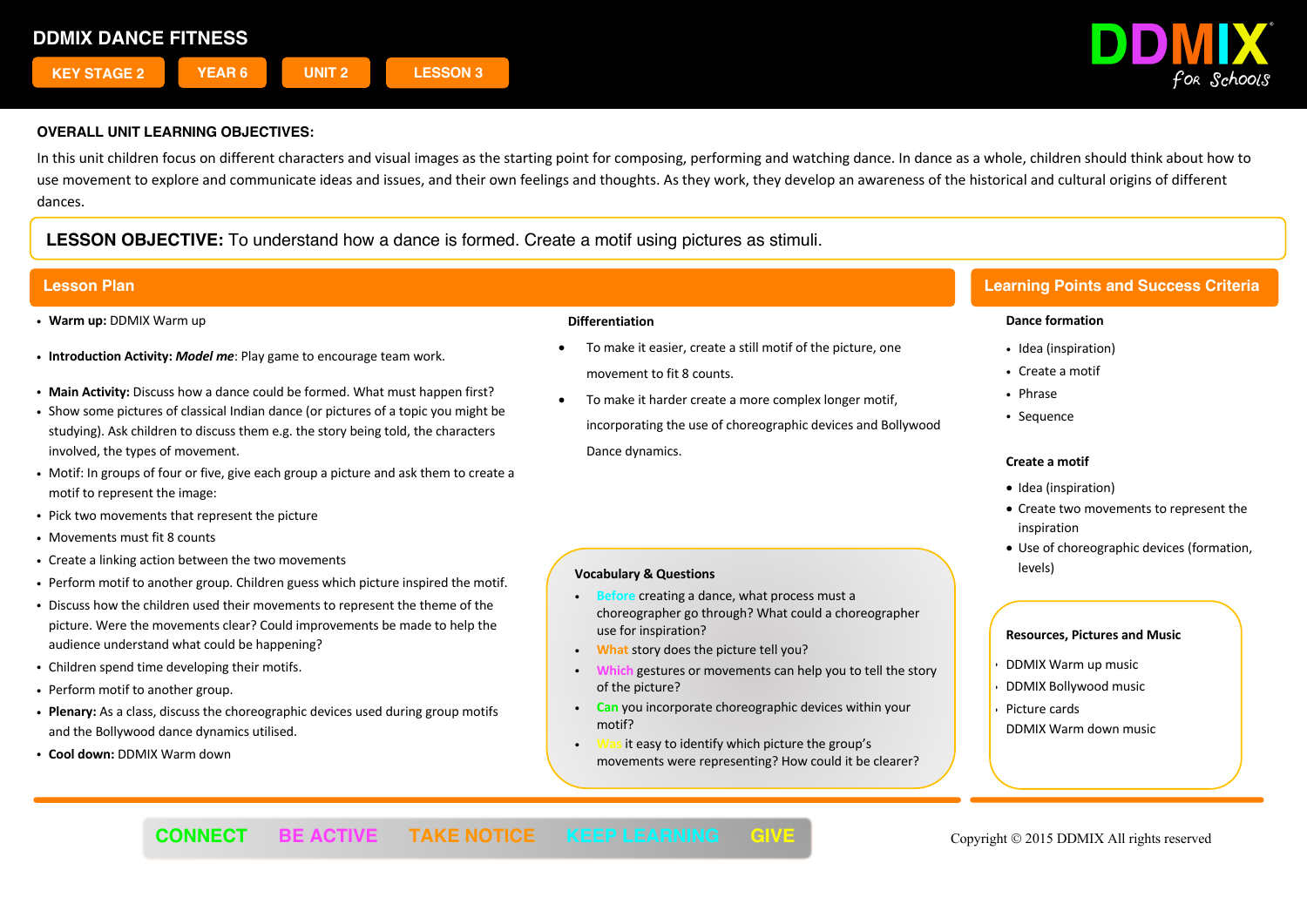# DDMIX DANCE FITNESS

KEY STAGE 2 | YEAR 6 | UNIT 2 | LESSON 3

DDMIX for Schools

**OVERALL UNIT LEARNING OBJECTIVES:**

In this unit children focus on different characters and visual images as the starting point for composing, performing and watching dance. In dance as a whole, children should think about how to use movement to explore and communicate ideas and issues, and their own feelings and thoughts. As they work, they develop an awareness of the historical and cultural origins of different dances.

**LESSON OBJECTIVE:** To understand how a dance is formed. Create a motif using pictures as stimuli.

## Lesson Plan

- **Warm up:** DDMIX Warm up
- **Introduction Activity:** ***Model me***: Play game to encourage team work.
- **Main Activity:** Discuss how a dance could be formed. What must happen first?
- Show some pictures of classical Indian dance (or pictures of a topic you might be studying). Ask children to discuss them e.g. the story being told, the characters involved, the types of movement.
- Motif: In groups of four or five, give each group a picture and ask them to create a motif to represent the image:
- Pick two movements that represent the picture
- Movements must fit 8 counts
- Create a linking action between the two movements
- Perform motif to another group. Children guess which picture inspired the motif.
- Discuss how the children used their movements to represent the theme of the picture. Were the movements clear? Could improvements be made to help the audience understand what could be happening?
- Children spend time developing their motifs.
- Perform motif to another group.
- **Plenary:** As a class, discuss the choreographic devices used during group motifs and the Bollywood dance dynamics utilised.
- **Cool down:** DDMIX Warm down

**Differentiation**

- To make it easier, create a still motif of the picture, one movement to fit 8 counts.
- To make it harder create a more complex longer motif, incorporating the use of choreographic devices and Bollywood Dance dynamics.

**Vocabulary & Questions**

- **Before** creating a dance, what process must a choreographer go through? What could a choreographer use for inspiration?
- **What** story does the picture tell you?
- **Which** gestures or movements can help you to tell the story of the picture?
- **Can** you incorporate choreographic devices within your motif?
- **Was** it easy to identify which picture the group's movements were representing? How could it be clearer?

## Learning Points and Success Criteria

**Dance formation**

- Idea (inspiration)
- Create a motif
- Phrase
- Sequence

**Create a motif**

- Idea (inspiration)
- Create two movements to represent the inspiration
- Use of choreographic devices (formation, levels)

**Resources, Pictures and Music**

- DDMIX Warm up music
- DDMIX Bollywood music
- Picture cards
- DDMIX Warm down music

CONNECT | BE ACTIVE | TAKE NOTICE | KEEP LEARNING | GIVE

Copyright © 2015 DDMIX All rights reserved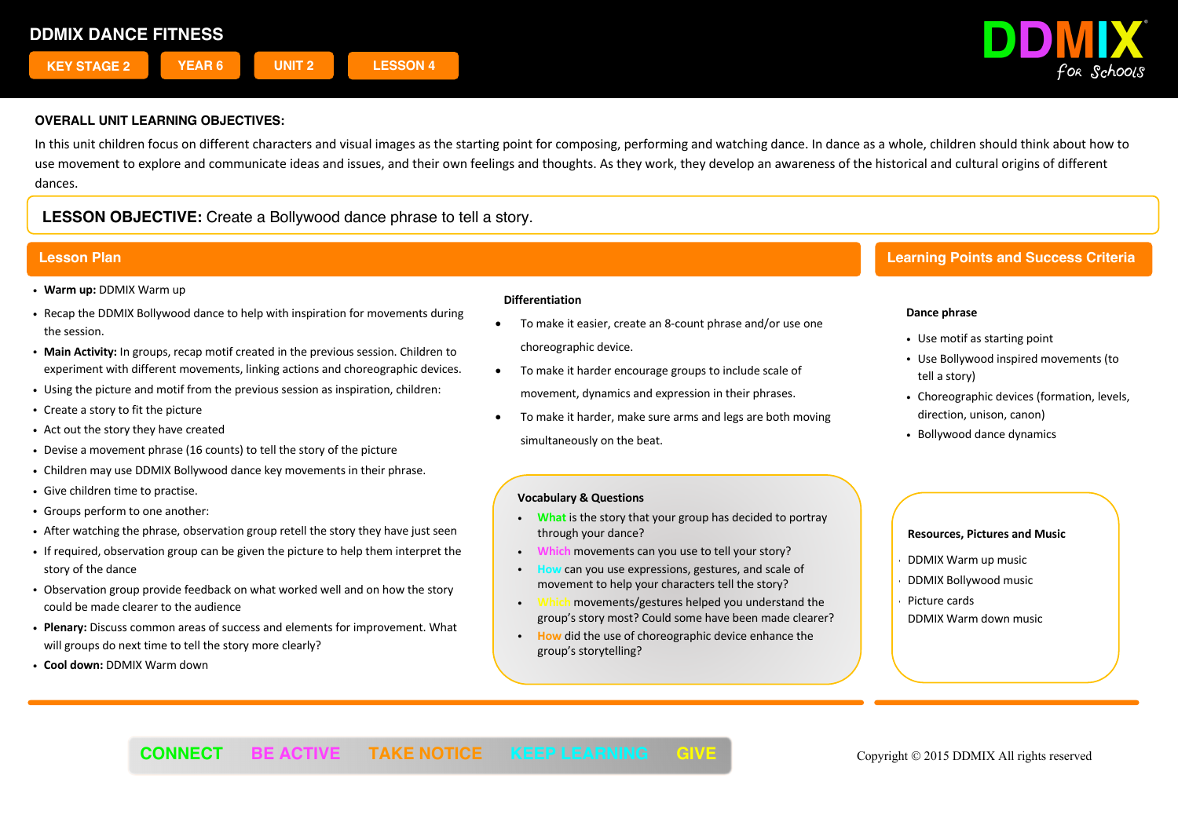# DDMIX DANCE FITNESS

KEY STAGE 2 | YEAR 6 | UNIT 2 | LESSON 4

DDMIX for Schools

**OVERALL UNIT LEARNING OBJECTIVES:**

In this unit children focus on different characters and visual images as the starting point for composing, performing and watching dance. In dance as a whole, children should think about how to use movement to explore and communicate ideas and issues, and their own feelings and thoughts. As they work, they develop an awareness of the historical and cultural origins of different dances.

**LESSON OBJECTIVE:** Create a Bollywood dance phrase to tell a story.

## Lesson Plan

- **Warm up:** DDMIX Warm up
- Recap the DDMIX Bollywood dance to help with inspiration for movements during the session.
- **Main Activity:** In groups, recap motif created in the previous session. Children to experiment with different movements, linking actions and choreographic devices.
- Using the picture and motif from the previous session as inspiration, children:
- Create a story to fit the picture
- Act out the story they have created
- Devise a movement phrase (16 counts) to tell the story of the picture
- Children may use DDMIX Bollywood dance key movements in their phrase.
- Give children time to practise.
- Groups perform to one another:
- After watching the phrase, observation group retell the story they have just seen
- If required, observation group can be given the picture to help them interpret the story of the dance
- Observation group provide feedback on what worked well and on how the story could be made clearer to the audience
- **Plenary:** Discuss common areas of success and elements for improvement. What will groups do next time to tell the story more clearly?
- **Cool down:** DDMIX Warm down

**Differentiation**

- To make it easier, create an 8-count phrase and/or use one choreographic device.
- To make it harder encourage groups to include scale of movement, dynamics and expression in their phrases.
- To make it harder, make sure arms and legs are both moving simultaneously on the beat.

**Vocabulary & Questions**

- What is the story that your group has decided to portray through your dance?
- Which movements can you use to tell your story?
- How can you use expressions, gestures, and scale of movement to help your characters tell the story?
- Which movements/gestures helped you understand the group's story most? Could some have been made clearer?
- How did the use of choreographic device enhance the group's storytelling?

## Learning Points and Success Criteria

**Dance phrase**

- Use motif as starting point
- Use Bollywood inspired movements (to tell a story)
- Choreographic devices (formation, levels, direction, unison, canon)
- Bollywood dance dynamics

**Resources, Pictures and Music**

- DDMIX Warm up music
- DDMIX Bollywood music
- Picture cards
- DDMIX Warm down music

CONNECT | BE ACTIVE | TAKE NOTICE | KEEP LEARNING | GIVE

Copyright © 2015 DDMIX All rights reserved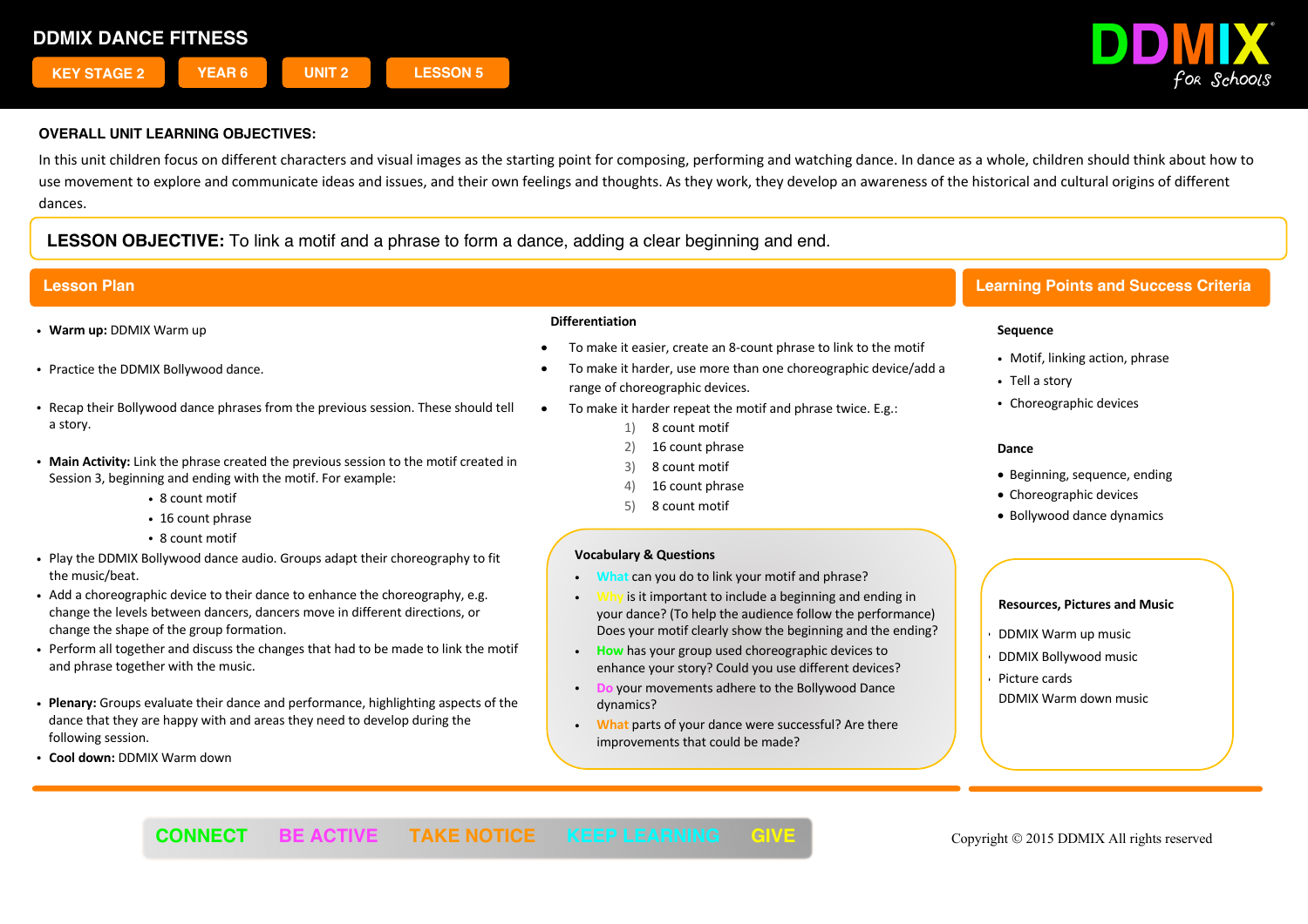# DDMIX DANCE FITNESS

KEY STAGE 2 | YEAR 6 | UNIT 2 | LESSON 5

DDMIX for Schools

**OVERALL UNIT LEARNING OBJECTIVES:**

In this unit children focus on different characters and visual images as the starting point for composing, performing and watching dance. In dance as a whole, children should think about how to use movement to explore and communicate ideas and issues, and their own feelings and thoughts. As they work, they develop an awareness of the historical and cultural origins of different dances.

**LESSON OBJECTIVE:** To link a motif and a phrase to form a dance, adding a clear beginning and end.

## Lesson Plan

- **Warm up:** DDMIX Warm up
- Practice the DDMIX Bollywood dance.
- Recap their Bollywood dance phrases from the previous session. These should tell a story.
- **Main Activity:** Link the phrase created the previous session to the motif created in Session 3, beginning and ending with the motif. For example:
  - 8 count motif
  - 16 count phrase
  - 8 count motif
- Play the DDMIX Bollywood dance audio. Groups adapt their choreography to fit the music/beat.
- Add a choreographic device to their dance to enhance the choreography, e.g. change the levels between dancers, dancers move in different directions, or change the shape of the group formation.
- Perform all together and discuss the changes that had to be made to link the motif and phrase together with the music.
- **Plenary:** Groups evaluate their dance and performance, highlighting aspects of the dance that they are happy with and areas they need to develop during the following session.
- **Cool down:** DDMIX Warm down

### Differentiation

- To make it easier, create an 8-count phrase to link to the motif
- To make it harder, use more than one choreographic device/add a range of choreographic devices.
- To make it harder repeat the motif and phrase twice. E.g.:
  1) 8 count motif
  2) 16 count phrase
  3) 8 count motif
  4) 16 count phrase
  5) 8 count motif

### Vocabulary & Questions

- **What** can you do to link your motif and phrase?
- **Why** is it important to include a beginning and ending in your dance? (To help the audience follow the performance) Does your motif clearly show the beginning and the ending?
- **How** has your group used choreographic devices to enhance your story? Could you use different devices?
- **Do** your movements adhere to the Bollywood Dance dynamics?
- **What** parts of your dance were successful? Are there improvements that could be made?

## Learning Points and Success Criteria

### Sequence

- Motif, linking action, phrase
- Tell a story
- Choreographic devices

### Dance

- Beginning, sequence, ending
- Choreographic devices
- Bollywood dance dynamics

### Resources, Pictures and Music

- DDMIX Warm up music
- DDMIX Bollywood music
- Picture cards
- DDMIX Warm down music

CONNECT BE ACTIVE TAKE NOTICE KEEP LEARNING GIVE

Copyright © 2015 DDMIX All rights reserved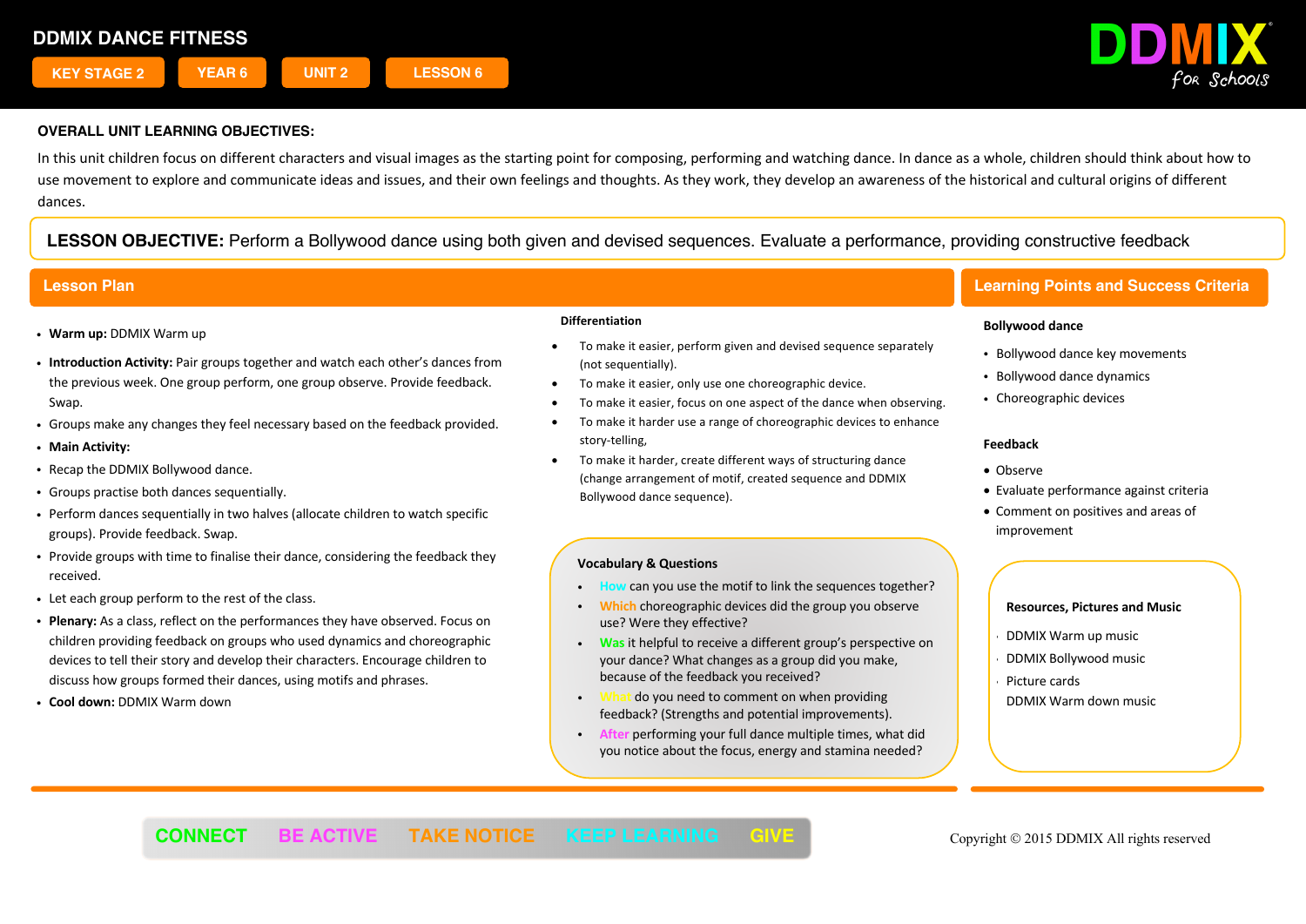# DDMIX DANCE FITNESS

KEY STAGE 2 | YEAR 6 | UNIT 2 | LESSON 6

DDMIX for Schools

**OVERALL UNIT LEARNING OBJECTIVES:**

In this unit children focus on different characters and visual images as the starting point for composing, performing and watching dance. In dance as a whole, children should think about how to use movement to explore and communicate ideas and issues, and their own feelings and thoughts. As they work, they develop an awareness of the historical and cultural origins of different dances.

**LESSON OBJECTIVE:** Perform a Bollywood dance using both given and devised sequences. Evaluate a performance, providing constructive feedback

## Lesson Plan

- **Warm up:** DDMIX Warm up
- **Introduction Activity:** Pair groups together and watch each other's dances from the previous week. One group perform, one group observe. Provide feedback. Swap.
- Groups make any changes they feel necessary based on the feedback provided.
- **Main Activity:**
- Recap the DDMIX Bollywood dance.
- Groups practise both dances sequentially.
- Perform dances sequentially in two halves (allocate children to watch specific groups). Provide feedback. Swap.
- Provide groups with time to finalise their dance, considering the feedback they received.
- Let each group perform to the rest of the class.
- **Plenary:** As a class, reflect on the performances they have observed. Focus on children providing feedback on groups who used dynamics and choreographic devices to tell their story and develop their characters. Encourage children to discuss how groups formed their dances, using motifs and phrases.
- **Cool down:** DDMIX Warm down

**Differentiation**

- To make it easier, perform given and devised sequence separately (not sequentially).
- To make it easier, only use one choreographic device.
- To make it easier, focus on one aspect of the dance when observing.
- To make it harder use a range of choreographic devices to enhance story-telling,
- To make it harder, create different ways of structuring dance (change arrangement of motif, created sequence and DDMIX Bollywood dance sequence).

**Vocabulary & Questions**

- How can you use the motif to link the sequences together?
- Which choreographic devices did the group you observe use? Were they effective?
- Was it helpful to receive a different group's perspective on your dance? What changes as a group did you make, because of the feedback you received?
- What do you need to comment on when providing feedback? (Strengths and potential improvements).
- After performing your full dance multiple times, what did you notice about the focus, energy and stamina needed?

## Learning Points and Success Criteria

**Bollywood dance**

- Bollywood dance key movements
- Bollywood dance dynamics
- Choreographic devices

**Feedback**

- Observe
- Evaluate performance against criteria
- Comment on positives and areas of improvement

**Resources, Pictures and Music**

- DDMIX Warm up music
- DDMIX Bollywood music
- Picture cards
- DDMIX Warm down music

CONNECT | BE ACTIVE | TAKE NOTICE | KEEP LEARNING | GIVE

Copyright © 2015 DDMIX All rights reserved